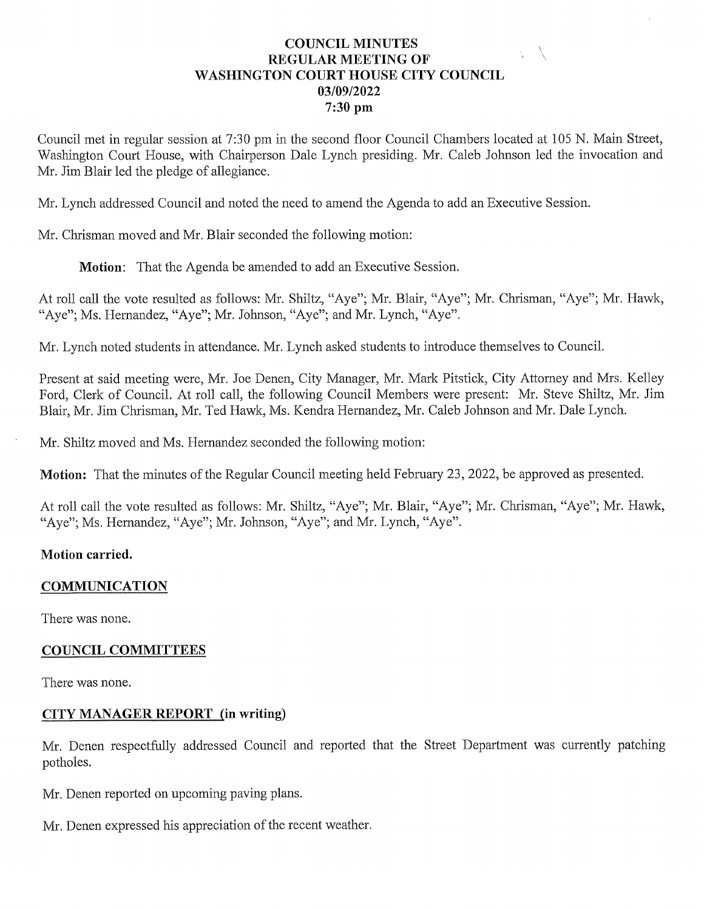# COUNCIL MINUTES
## REGULAR MEETING OF
## WASHINGTON COURT HOUSE CITY COUNCIL
## 03/09/2022
## 7:30 pm

Council met in regular session at 7:30 pm in the second floor Council Chambers located at 105 N. Main Street, Washington Court House, with Chairperson Dale Lynch presiding. Mr. Caleb Johnson led the invocation and Mr. Jim Blair led the pledge of allegiance.

Mr. Lynch addressed Council and noted the need to amend the Agenda to add an Executive Session.

Mr. Chrisman moved and Mr. Blair seconded the following motion:

**Motion**: That the Agenda be amended to add an Executive Session.

At roll call the vote resulted as follows: Mr. Shiltz, "Aye"; Mr. Blair, "Aye"; Mr. Chrisman, "Aye"; Mr. Hawk, "Aye"; Ms. Hernandez, "Aye"; Mr. Johnson, "Aye"; and Mr. Lynch, "Aye".

Mr. Lynch noted students in attendance. Mr. Lynch asked students to introduce themselves to Council.

Present at said meeting were, Mr. Joe Denen, City Manager, Mr. Mark Pitstick, City Attorney and Mrs. Kelley Ford, Clerk of Council. At roll call, the following Council Members were present: Mr. Steve Shiltz, Mr. Jim Blair, Mr. Jim Chrisman, Mr. Ted Hawk, Ms. Kendra Hernandez, Mr. Caleb Johnson and Mr. Dale Lynch.

Mr. Shiltz moved and Ms. Hernandez seconded the following motion:

**Motion:** That the minutes of the Regular Council meeting held February 23, 2022, be approved as presented.

At roll call the vote resulted as follows: Mr. Shiltz, "Aye"; Mr. Blair, "Aye"; Mr. Chrisman, "Aye"; Mr. Hawk, "Aye"; Ms. Hernandez, "Aye"; Mr. Johnson, "Aye"; and Mr. Lynch, "Aye".

**Motion carried.**

**COMMUNICATION**

There was none.

**COUNCIL COMMITTEES**

There was none.

**CITY MANAGER REPORT (in writing)**

Mr. Denen respectfully addressed Council and reported that the Street Department was currently patching potholes.

Mr. Denen reported on upcoming paving plans.

Mr. Denen expressed his appreciation of the recent weather.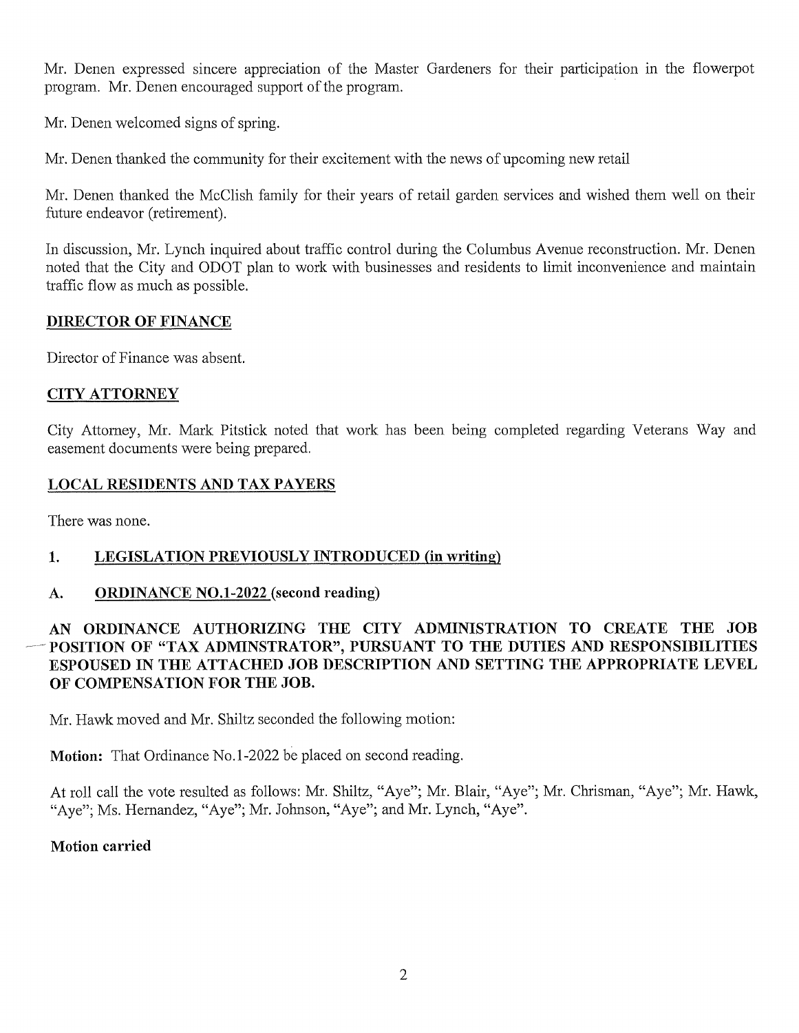Mr. Denen expressed sincere appreciation of the Master Gardeners for their participation in the flowerpot program. Mr. Denen encouraged support of the program.

Mr. Denen welcomed signs of spring.

Mr. Denen thanked the community for their excitement with the news of upcoming new retail

Mr. Denen thanked the McClish family for their years of retail garden services and wished them well on their future endeavor (retirement).

In discussion, Mr. Lynch inquired about traffic control during the Columbus Avenue reconstruction. Mr. Denen noted that the City and ODOT plan to work with businesses and residents to limit inconvenience and maintain traffic flow as much as possible.

## DIRECTOR OF FINANCE

Director of Finance was absent.

## CITY ATTORNEY

City Attorney, Mr. Mark Pitstick noted that work has been being completed regarding Veterans Way and easement documents were being prepared.

## LOCAL RESIDENTS AND TAX PAYERS

There was none.

## 1. LEGISLATION PREVIOUSLY INTRODUCED (in writing)

### A. ORDINANCE NO.1-2022 (second reading)

**AN ORDINANCE AUTHORIZING THE CITY ADMINISTRATION TO CREATE THE JOB POSITION OF "TAX ADMINSTRATOR", PURSUANT TO THE DUTIES AND RESPONSIBILITIES ESPOUSED IN THE ATTACHED JOB DESCRIPTION AND SETTING THE APPROPRIATE LEVEL OF COMPENSATION FOR THE JOB.**

Mr. Hawk moved and Mr. Shiltz seconded the following motion:

**Motion:** That Ordinance No.1-2022 be placed on second reading.

At roll call the vote resulted as follows: Mr. Shiltz, "Aye"; Mr. Blair, "Aye"; Mr. Chrisman, "Aye"; Mr. Hawk, "Aye"; Ms. Hernandez, "Aye"; Mr. Johnson, "Aye"; and Mr. Lynch, "Aye".

**Motion carried**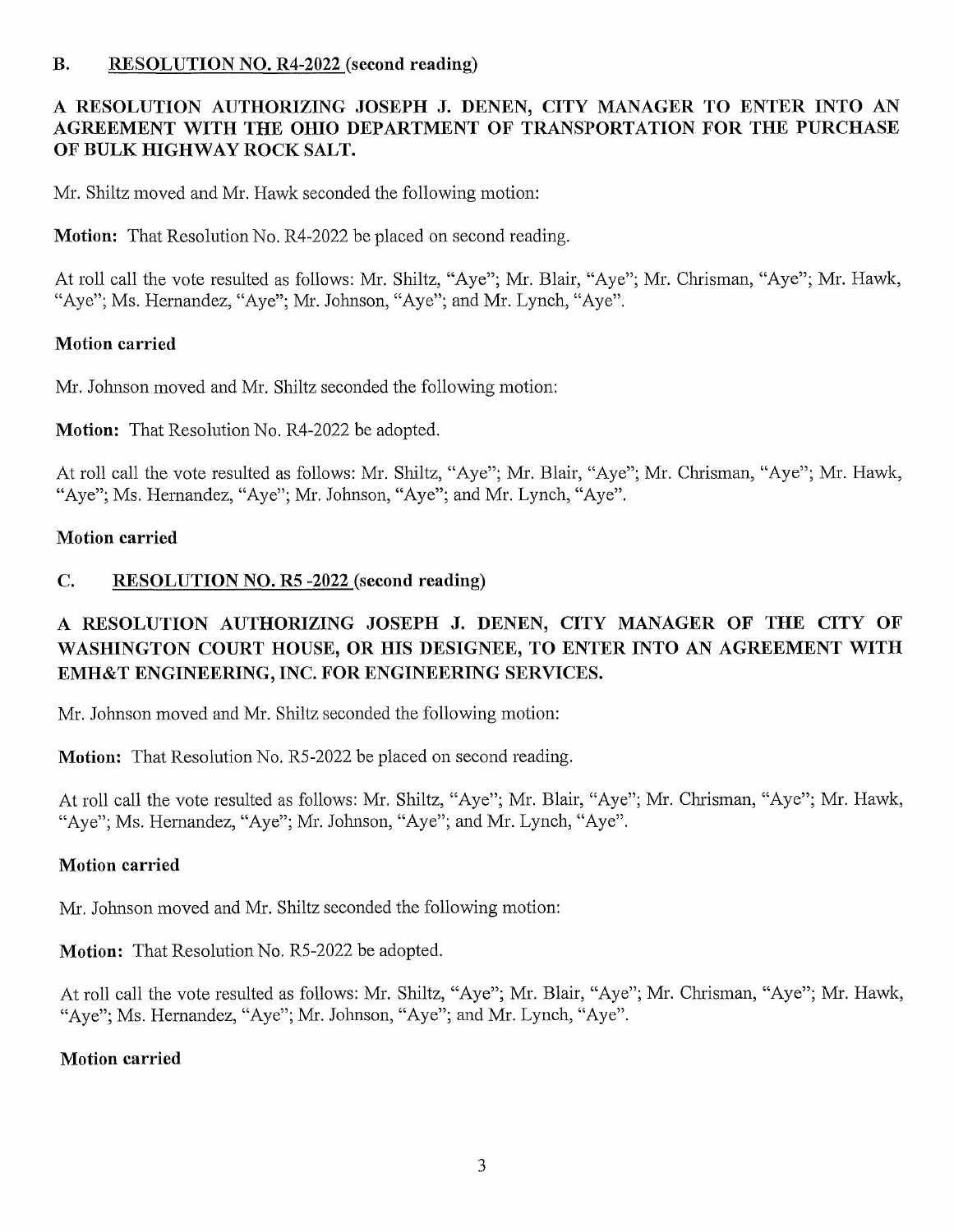### B. RESOLUTION NO. R4-2022 (second reading)

**A RESOLUTION AUTHORIZING JOSEPH J. DENEN, CITY MANAGER TO ENTER INTO AN AGREEMENT WITH THE OHIO DEPARTMENT OF TRANSPORTATION FOR THE PURCHASE OF BULK HIGHWAY ROCK SALT.**

Mr. Shiltz moved and Mr. Hawk seconded the following motion:

**Motion:** That Resolution No. R4-2022 be placed on second reading.

At roll call the vote resulted as follows: Mr. Shiltz, "Aye"; Mr. Blair, "Aye"; Mr. Chrisman, "Aye"; Mr. Hawk, "Aye"; Ms. Hernandez, "Aye"; Mr. Johnson, "Aye"; and Mr. Lynch, "Aye".

**Motion carried**

Mr. Johnson moved and Mr. Shiltz seconded the following motion:

**Motion:** That Resolution No. R4-2022 be adopted.

At roll call the vote resulted as follows: Mr. Shiltz, "Aye"; Mr. Blair, "Aye"; Mr. Chrisman, "Aye"; Mr. Hawk, "Aye"; Ms. Hernandez, "Aye"; Mr. Johnson, "Aye"; and Mr. Lynch, "Aye".

**Motion carried**

### C. RESOLUTION NO. R5 -2022 (second reading)

**A RESOLUTION AUTHORIZING JOSEPH J. DENEN, CITY MANAGER OF THE CITY OF WASHINGTON COURT HOUSE, OR HIS DESIGNEE, TO ENTER INTO AN AGREEMENT WITH EMH&T ENGINEERING, INC. FOR ENGINEERING SERVICES.**

Mr. Johnson moved and Mr. Shiltz seconded the following motion:

**Motion:** That Resolution No. R5-2022 be placed on second reading.

At roll call the vote resulted as follows: Mr. Shiltz, "Aye"; Mr. Blair, "Aye"; Mr. Chrisman, "Aye"; Mr. Hawk, "Aye"; Ms. Hernandez, "Aye"; Mr. Johnson, "Aye"; and Mr. Lynch, "Aye".

**Motion carried**

Mr. Johnson moved and Mr. Shiltz seconded the following motion:

**Motion:** That Resolution No. R5-2022 be adopted.

At roll call the vote resulted as follows: Mr. Shiltz, "Aye"; Mr. Blair, "Aye"; Mr. Chrisman, "Aye"; Mr. Hawk, "Aye"; Ms. Hernandez, "Aye"; Mr. Johnson, "Aye"; and Mr. Lynch, "Aye".

**Motion carried**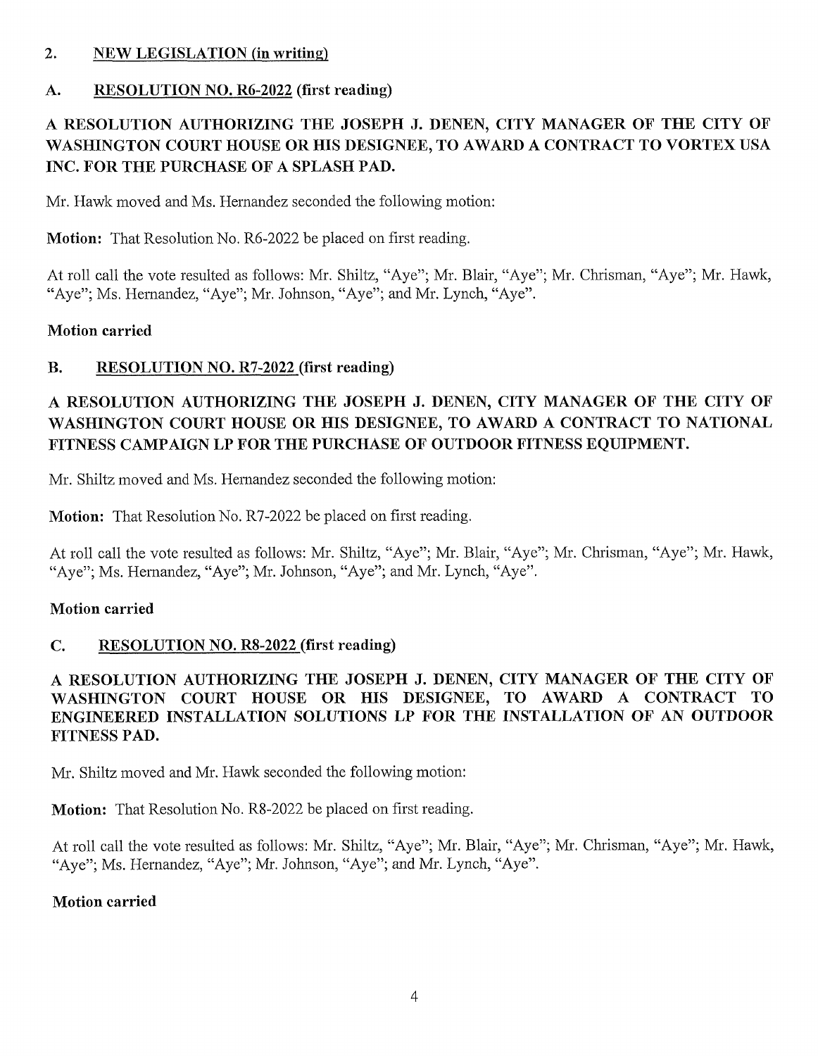## 2. NEW LEGISLATION (in writing)

### A. RESOLUTION NO. R6-2022 (first reading)

**A RESOLUTION AUTHORIZING THE JOSEPH J. DENEN, CITY MANAGER OF THE CITY OF WASHINGTON COURT HOUSE OR HIS DESIGNEE, TO AWARD A CONTRACT TO VORTEX USA INC. FOR THE PURCHASE OF A SPLASH PAD.**

Mr. Hawk moved and Ms. Hernandez seconded the following motion:

**Motion:** That Resolution No. R6-2022 be placed on first reading.

At roll call the vote resulted as follows: Mr. Shiltz, "Aye"; Mr. Blair, "Aye"; Mr. Chrisman, "Aye"; Mr. Hawk, "Aye"; Ms. Hernandez, "Aye"; Mr. Johnson, "Aye"; and Mr. Lynch, "Aye".

**Motion carried**

### B. RESOLUTION NO. R7-2022 (first reading)

**A RESOLUTION AUTHORIZING THE JOSEPH J. DENEN, CITY MANAGER OF THE CITY OF WASHINGTON COURT HOUSE OR HIS DESIGNEE, TO AWARD A CONTRACT TO NATIONAL FITNESS CAMPAIGN LP FOR THE PURCHASE OF OUTDOOR FITNESS EQUIPMENT.**

Mr. Shiltz moved and Ms. Hernandez seconded the following motion:

**Motion:** That Resolution No. R7-2022 be placed on first reading.

At roll call the vote resulted as follows: Mr. Shiltz, "Aye"; Mr. Blair, "Aye"; Mr. Chrisman, "Aye"; Mr. Hawk, "Aye"; Ms. Hernandez, "Aye"; Mr. Johnson, "Aye"; and Mr. Lynch, "Aye".

**Motion carried**

### C. RESOLUTION NO. R8-2022 (first reading)

**A RESOLUTION AUTHORIZING THE JOSEPH J. DENEN, CITY MANAGER OF THE CITY OF WASHINGTON COURT HOUSE OR HIS DESIGNEE, TO AWARD A CONTRACT TO ENGINEERED INSTALLATION SOLUTIONS LP FOR THE INSTALLATION OF AN OUTDOOR FITNESS PAD.**

Mr. Shiltz moved and Mr. Hawk seconded the following motion:

**Motion:** That Resolution No. R8-2022 be placed on first reading.

At roll call the vote resulted as follows: Mr. Shiltz, "Aye"; Mr. Blair, "Aye"; Mr. Chrisman, "Aye"; Mr. Hawk, "Aye"; Ms. Hernandez, "Aye"; Mr. Johnson, "Aye"; and Mr. Lynch, "Aye".

**Motion carried**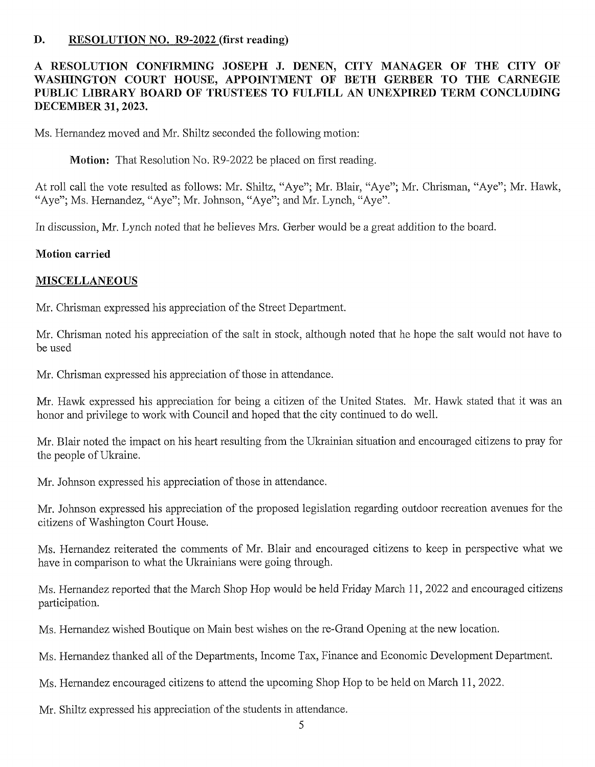### D. RESOLUTION NO. R9-2022 (first reading)

**A RESOLUTION CONFIRMING JOSEPH J. DENEN, CITY MANAGER OF THE CITY OF WASHINGTON COURT HOUSE, APPOINTMENT OF BETH GERBER TO THE CARNEGIE PUBLIC LIBRARY BOARD OF TRUSTEES TO FULFILL AN UNEXPIRED TERM CONCLUDING DECEMBER 31, 2023.**

Ms. Hernandez moved and Mr. Shiltz seconded the following motion:

> **Motion:** That Resolution No. R9-2022 be placed on first reading.

At roll call the vote resulted as follows: Mr. Shiltz, "Aye"; Mr. Blair, "Aye"; Mr. Chrisman, "Aye"; Mr. Hawk, "Aye"; Ms. Hernandez, "Aye"; Mr. Johnson, "Aye"; and Mr. Lynch, "Aye".

In discussion, Mr. Lynch noted that he believes Mrs. Gerber would be a great addition to the board.

**Motion carried**

## MISCELLANEOUS

Mr. Chrisman expressed his appreciation of the Street Department.

Mr. Chrisman noted his appreciation of the salt in stock, although noted that he hope the salt would not have to be used

Mr. Chrisman expressed his appreciation of those in attendance.

Mr. Hawk expressed his appreciation for being a citizen of the United States. Mr. Hawk stated that it was an honor and privilege to work with Council and hoped that the city continued to do well.

Mr. Blair noted the impact on his heart resulting from the Ukrainian situation and encouraged citizens to pray for the people of Ukraine.

Mr. Johnson expressed his appreciation of those in attendance.

Mr. Johnson expressed his appreciation of the proposed legislation regarding outdoor recreation avenues for the citizens of Washington Court House.

Ms. Hernandez reiterated the comments of Mr. Blair and encouraged citizens to keep in perspective what we have in comparison to what the Ukrainians were going through.

Ms. Hernandez reported that the March Shop Hop would be held Friday March 11, 2022 and encouraged citizens participation.

Ms. Hernandez wished Boutique on Main best wishes on the re-Grand Opening at the new location.

Ms. Hernandez thanked all of the Departments, Income Tax, Finance and Economic Development Department.

Ms. Hernandez encouraged citizens to attend the upcoming Shop Hop to be held on March 11, 2022.

Mr. Shiltz expressed his appreciation of the students in attendance.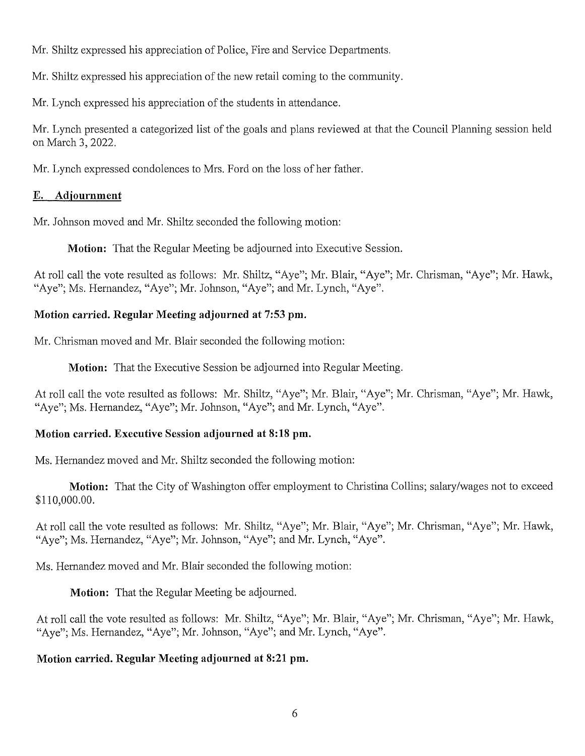Mr. Shiltz expressed his appreciation of Police, Fire and Service Departments.

Mr. Shiltz expressed his appreciation of the new retail coming to the community.

Mr. Lynch expressed his appreciation of the students in attendance.

Mr. Lynch presented a categorized list of the goals and plans reviewed at that the Council Planning session held on March 3, 2022.

Mr. Lynch expressed condolences to Mrs. Ford on the loss of her father.

## E. Adjournment

Mr. Johnson moved and Mr. Shiltz seconded the following motion:

> **Motion:** That the Regular Meeting be adjourned into Executive Session.

At roll call the vote resulted as follows: Mr. Shiltz, "Aye"; Mr. Blair, "Aye"; Mr. Chrisman, "Aye"; Mr. Hawk, "Aye"; Ms. Hernandez, "Aye"; Mr. Johnson, "Aye"; and Mr. Lynch, "Aye".

**Motion carried. Regular Meeting adjourned at 7:53 pm.**

Mr. Chrisman moved and Mr. Blair seconded the following motion:

> **Motion:** That the Executive Session be adjourned into Regular Meeting.

At roll call the vote resulted as follows: Mr. Shiltz, "Aye"; Mr. Blair, "Aye"; Mr. Chrisman, "Aye"; Mr. Hawk, "Aye"; Ms. Hernandez, "Aye"; Mr. Johnson, "Aye"; and Mr. Lynch, "Aye".

**Motion carried. Executive Session adjourned at 8:18 pm.**

Ms. Hernandez moved and Mr. Shiltz seconded the following motion:

> **Motion:** That the City of Washington offer employment to Christina Collins; salary/wages not to exceed $110,000.00.

At roll call the vote resulted as follows: Mr. Shiltz, "Aye"; Mr. Blair, "Aye"; Mr. Chrisman, "Aye"; Mr. Hawk, "Aye"; Ms. Hernandez, "Aye"; Mr. Johnson, "Aye"; and Mr. Lynch, "Aye".

Ms. Hernandez moved and Mr. Blair seconded the following motion:

> **Motion:** That the Regular Meeting be adjourned.

At roll call the vote resulted as follows: Mr. Shiltz, "Aye"; Mr. Blair, "Aye"; Mr. Chrisman, "Aye"; Mr. Hawk, "Aye"; Ms. Hernandez, "Aye"; Mr. Johnson, "Aye"; and Mr. Lynch, "Aye".

**Motion carried. Regular Meeting adjourned at 8:21 pm.**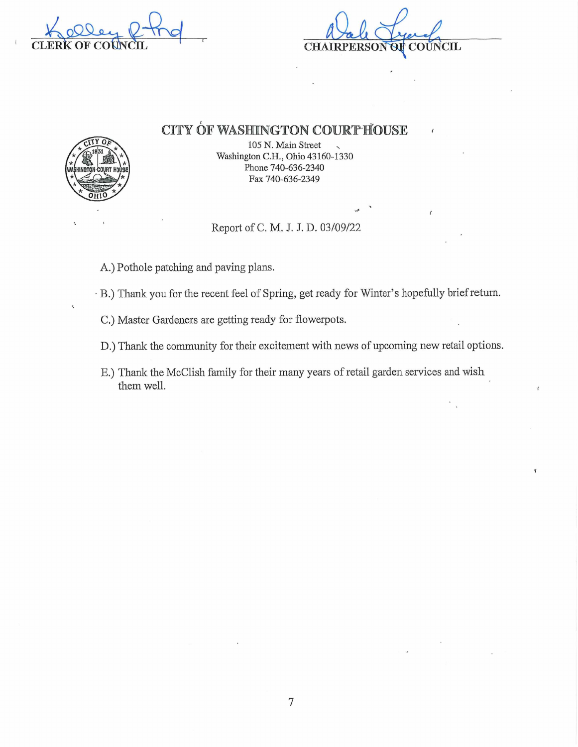CLERK OF COUNCIL

CHAIRPERSON OF COUNCIL

# CITY OF WASHINGTON COURT HOUSE

105 N. Main Street
Washington C.H., Ohio 43160-1330
Phone 740-636-2340
Fax 740-636-2349

Report of C. M. J. J. D. 03/09/22

A.) Pothole patching and paving plans.

B.) Thank you for the recent feel of Spring, get ready for Winter's hopefully brief return.

C.) Master Gardeners are getting ready for flowerpots.

D.) Thank the community for their excitement with news of upcoming new retail options.

E.) Thank the McClish family for their many years of retail garden services and wish them well.